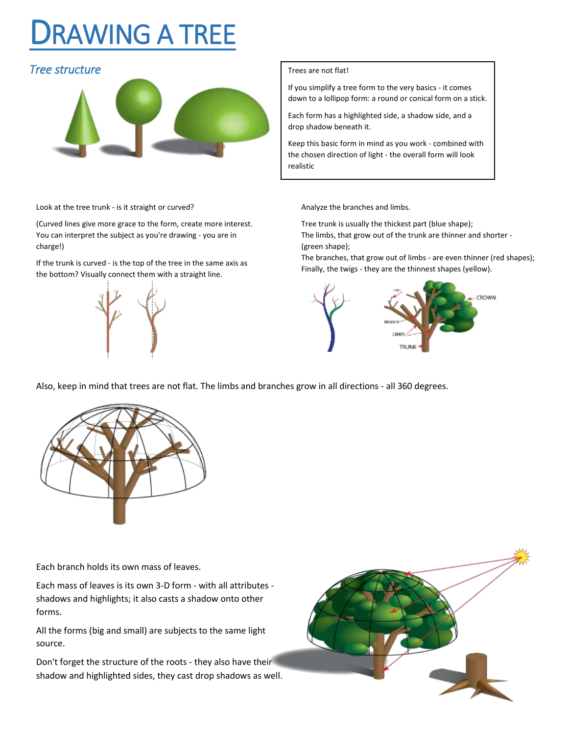# DRAWING A TREE

## *Tree structure*

Trees are not flat!

If you simplify a tree form to the very basics - it comes down to a lollipop form: a round or conical form on a stick.

Each form has a highlighted side, a shadow side, and a drop shadow beneath it.

Keep this basic form in mind as you work - combined with the chosen direction of light - the overall form will look realistic

Look at the tree trunk - is it straight or curved?

(Curved lines give more grace to the form, create more interest. You can interpret the subject as you're drawing - you are in charge!)

If the trunk is curved - is the top of the tree in the same axis as the bottom? Visually connect them with a straight line.

Analyze the branches and limbs.

Tree trunk is usually the thickest part (blue shape);
The limbs, that grow out of the trunk are thinner and shorter - (green shape);
The branches, that grow out of limbs - are even thinner (red shapes);
Finally, the twigs - they are the thinnest shapes (yellow).

Also, keep in mind that trees are not flat. The limbs and branches grow in all directions - all 360 degrees.

Each branch holds its own mass of leaves.

Each mass of leaves is its own 3-D form - with all attributes - shadows and highlights; it also casts a shadow onto other forms.

All the forms (big and small) are subjects to the same light source.

Don't forget the structure of the roots - they also have their shadow and highlighted sides, they cast drop shadows as well.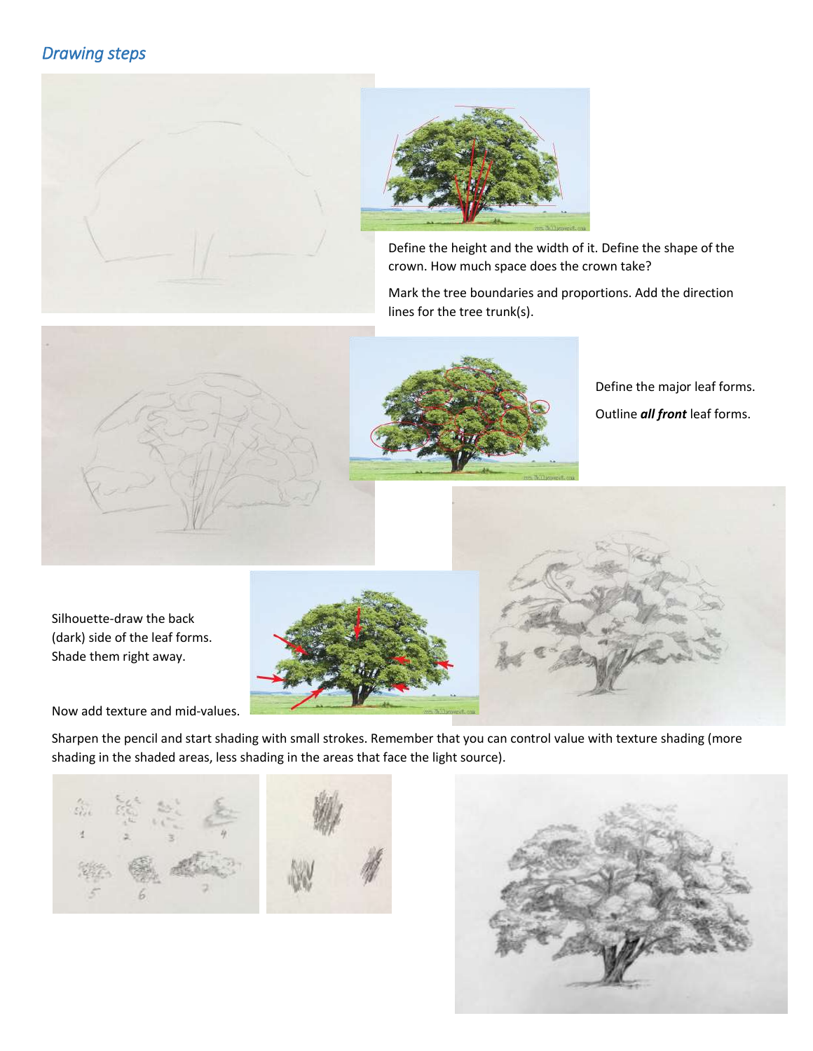## *Drawing steps*

Define the height and the width of it. Define the shape of the crown. How much space does the crown take?

Mark the tree boundaries and proportions. Add the direction lines for the tree trunk(s).

Define the major leaf forms.

Outline ***all front*** leaf forms.

Silhouette-draw the back (dark) side of the leaf forms. Shade them right away.

Now add texture and mid-values.

Sharpen the pencil and start shading with small strokes. Remember that you can control value with texture shading (more shading in the shaded areas, less shading in the areas that face the light source).